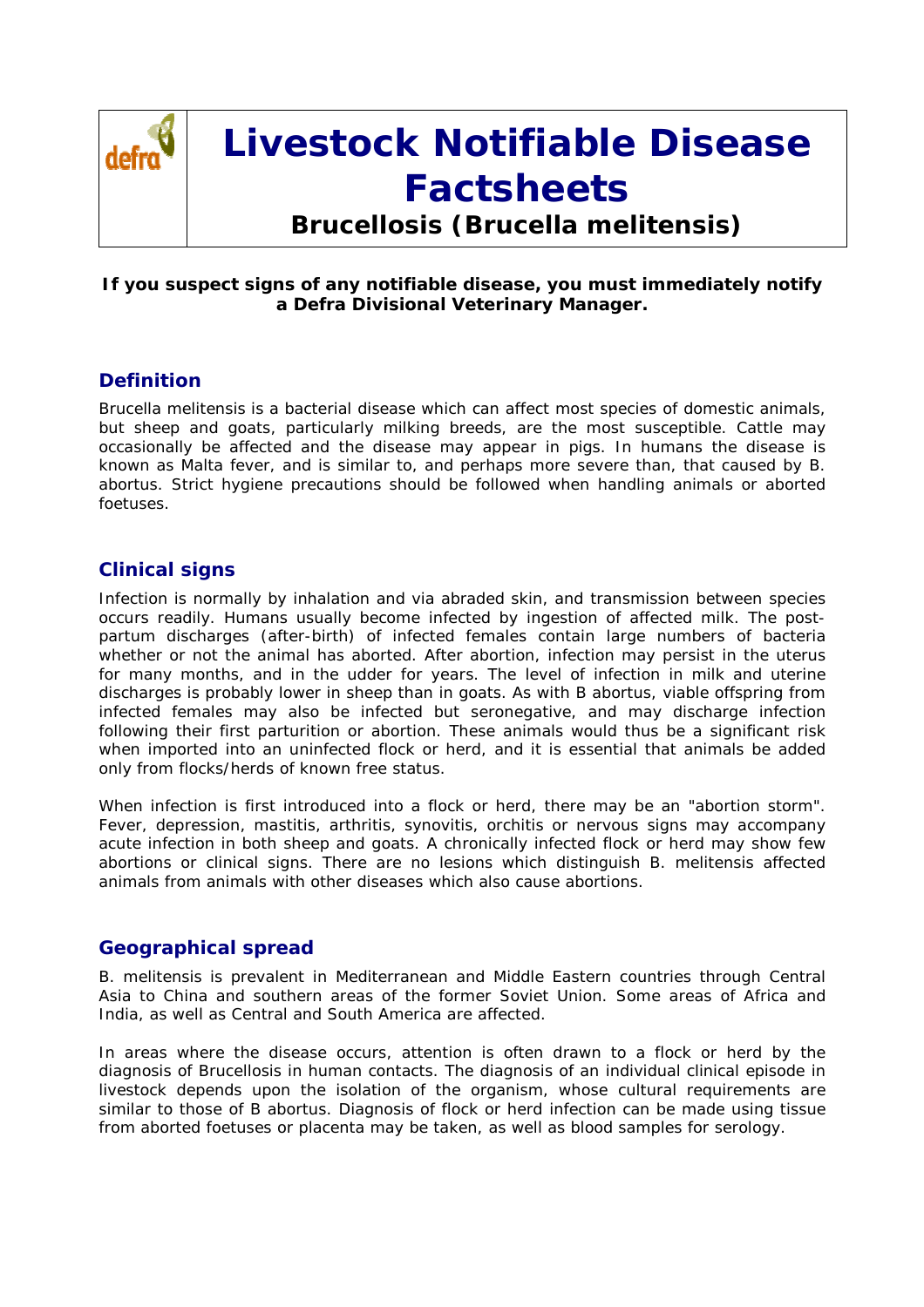# Livestock Notifiable Disease Factsheets

## Brucellosis (Brucella melitensis)

**If you suspect signs of any notifiable disease, you must immediately notify a Defra Divisional Veterinary Manager.**

## Definition

Brucella melitensis is a bacterial disease which can affect most species of domestic animals, but sheep and goats, particularly milking breeds, are the most susceptible. Cattle may occasionally be affected and the disease may appear in pigs. In humans the disease is known as Malta fever, and is similar to, and perhaps more severe than, that caused by B. abortus. Strict hygiene precautions should be followed when handling animals or aborted foetuses.

## Clinical signs

Infection is normally by inhalation and via abraded skin, and transmission between species occurs readily. Humans usually become infected by ingestion of affected milk. The post-partum discharges (after-birth) of infected females contain large numbers of bacteria whether or not the animal has aborted. After abortion, infection may persist in the uterus for many months, and in the udder for years. The level of infection in milk and uterine discharges is probably lower in sheep than in goats. As with B abortus, viable offspring from infected females may also be infected but seronegative, and may discharge infection following their first parturition or abortion. These animals would thus be a significant risk when imported into an uninfected flock or herd, and it is essential that animals be added only from flocks/herds of known free status.

When infection is first introduced into a flock or herd, there may be an "abortion storm". Fever, depression, mastitis, arthritis, synovitis, orchitis or nervous signs may accompany acute infection in both sheep and goats. A chronically infected flock or herd may show few abortions or clinical signs. There are no lesions which distinguish B. melitensis affected animals from animals with other diseases which also cause abortions.

## Geographical spread

B. melitensis is prevalent in Mediterranean and Middle Eastern countries through Central Asia to China and southern areas of the former Soviet Union. Some areas of Africa and India, as well as Central and South America are affected.

In areas where the disease occurs, attention is often drawn to a flock or herd by the diagnosis of Brucellosis in human contacts. The diagnosis of an individual clinical episode in livestock depends upon the isolation of the organism, whose cultural requirements are similar to those of B abortus. Diagnosis of flock or herd infection can be made using tissue from aborted foetuses or placenta may be taken, as well as blood samples for serology.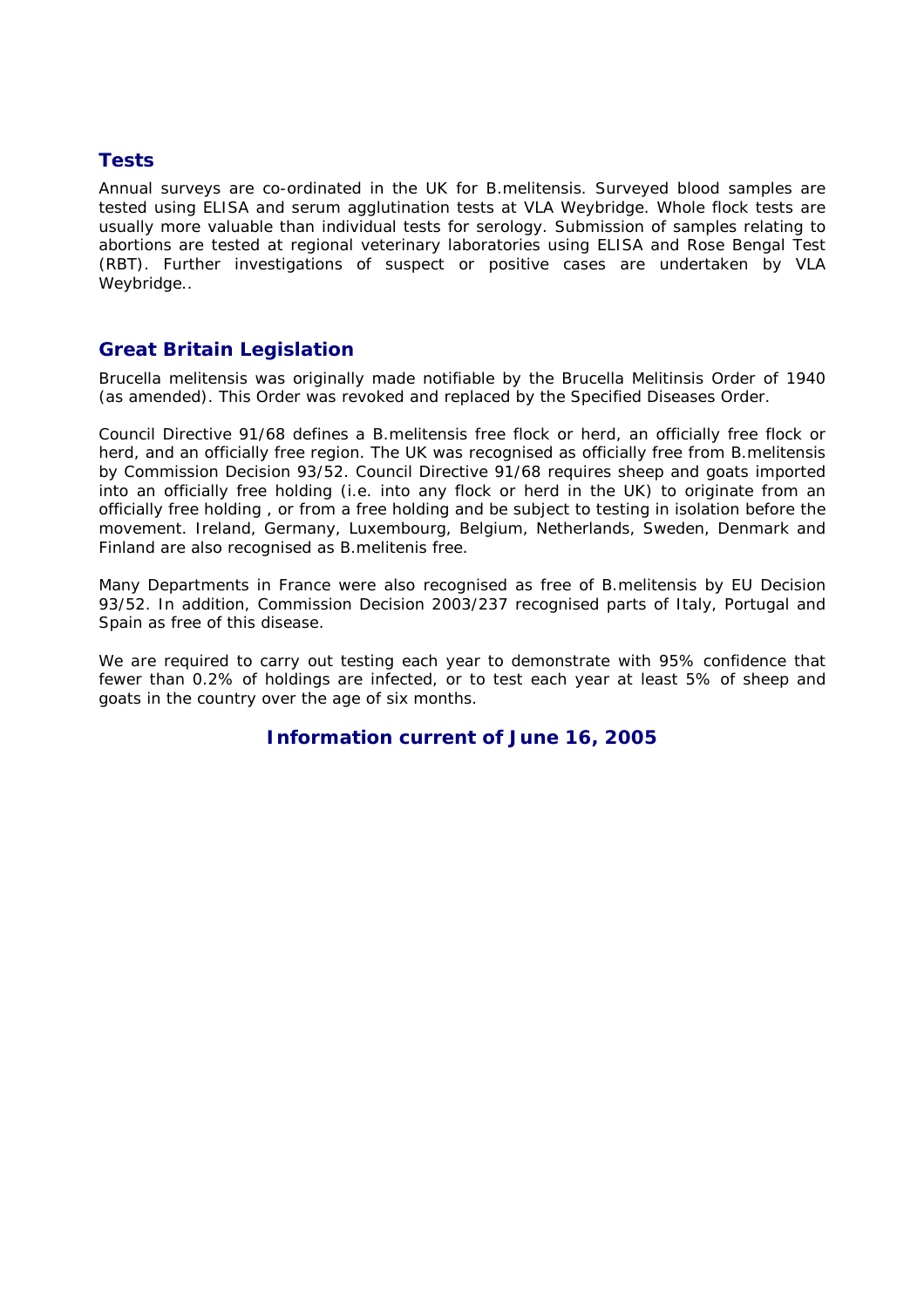## Tests

Annual surveys are co-ordinated in the UK for B.melitensis. Surveyed blood samples are tested using ELISA and serum agglutination tests at VLA Weybridge. Whole flock tests are usually more valuable than individual tests for serology. Submission of samples relating to abortions are tested at regional veterinary laboratories using ELISA and Rose Bengal Test (RBT). Further investigations of suspect or positive cases are undertaken by VLA Weybridge..

## Great Britain Legislation

Brucella melitensis was originally made notifiable by the Brucella Melitinsis Order of 1940 (as amended). This Order was revoked and replaced by the Specified Diseases Order.

Council Directive 91/68 defines a B.melitensis free flock or herd, an officially free flock or herd, and an officially free region. The UK was recognised as officially free from B.melitensis by Commission Decision 93/52. Council Directive 91/68 requires sheep and goats imported into an officially free holding (i.e. into any flock or herd in the UK) to originate from an officially free holding , or from a free holding and be subject to testing in isolation before the movement. Ireland, Germany, Luxembourg, Belgium, Netherlands, Sweden, Denmark and Finland are also recognised as B.melitenis free.

Many Departments in France were also recognised as free of B.melitensis by EU Decision 93/52. In addition, Commission Decision 2003/237 recognised parts of Italy, Portugal and Spain as free of this disease.

We are required to carry out testing each year to demonstrate with 95% confidence that fewer than 0.2% of holdings are infected, or to test each year at least 5% of sheep and goats in the country over the age of six months.

**Information current of June 16, 2005**